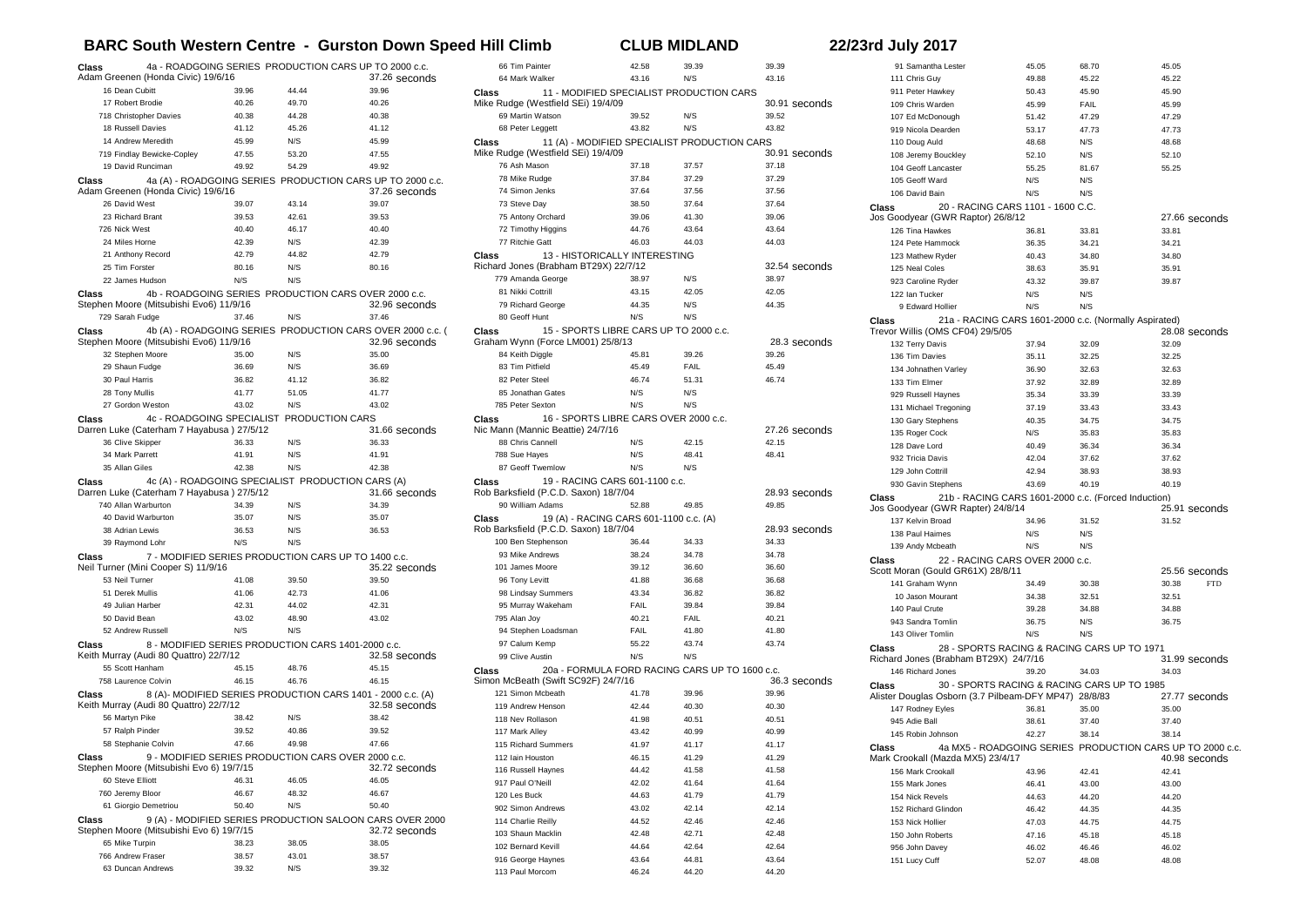# BARC South Western Centre - Gurston Down Speed Hill Climb

## CLUB MIDLAND

## 22/23rd July 2017

**Class** 4a - ROADGOING SERIES PRODUCTION CARS UP TO 2000 c.c.
Adam Greenen (Honda Civic) 19/6/16 — 37.26 seconds

| | | | |
|---|---|---|---|
| 16 Dean Cubitt | 39.96 | 44.44 | 39.96 |
| 17 Robert Brodie | 40.26 | 49.70 | 40.26 |
| 718 Christopher Davies | 40.38 | 44.28 | 40.38 |
| 18 Russell Davies | 41.12 | 45.26 | 41.12 |
| 14 Andrew Meredith | 45.99 | N/S | 45.99 |
| 719 Findlay Bewicke-Copley | 47.55 | 53.20 | 47.55 |
| 19 David Runciman | 49.92 | 54.29 | 49.92 |

**Class** 4a (A) - ROADGOING SERIES PRODUCTION CARS UP TO 2000 c.c.
Adam Greenen (Honda Civic) 19/6/16 — 37.26 seconds

| | | | |
|---|---|---|---|
| 26 David West | 39.07 | 43.14 | 39.07 |
| 23 Richard Brant | 39.53 | 42.61 | 39.53 |
| 726 Nick West | 40.40 | 46.17 | 40.40 |
| 24 Miles Horne | 42.39 | N/S | 42.39 |
| 21 Anthony Record | 42.79 | 44.82 | 42.79 |
| 25 Tim Forster | 80.16 | N/S | 80.16 |
| 22 James Hudson | N/S | N/S | |

**Class** 4b - ROADGOING SERIES PRODUCTION CARS OVER 2000 c.c.
Stephen Moore (Mitsubishi Evo6) 11/9/16 — 32.96 seconds

| | | | |
|---|---|---|---|
| 729 Sarah Fudge | 37.46 | N/S | 37.46 |

**Class** 4b (A) - ROADGOING SERIES PRODUCTION CARS OVER 2000 c.c. (
Stephen Moore (Mitsubishi Evo6) 11/9/16 — 32.96 seconds

| | | | |
|---|---|---|---|
| 32 Stephen Moore | 35.00 | N/S | 35.00 |
| 29 Shaun Fudge | 36.69 | N/S | 36.69 |
| 30 Paul Harris | 36.82 | 41.12 | 36.82 |
| 28 Tony Mullis | 41.77 | 51.05 | 41.77 |
| 27 Gordon Weston | 43.02 | N/S | 43.02 |

**Class** 4c - ROADGOING SPECIALIST PRODUCTION CARS
Darren Luke (Caterham 7 Hayabusa ) 27/5/12 — 31.66 seconds

| | | | |
|---|---|---|---|
| 36 Clive Skipper | 36.33 | N/S | 36.33 |
| 34 Mark Parrett | 41.91 | N/S | 41.91 |
| 35 Allan Giles | 42.38 | N/S | 42.38 |

**Class** 4c (A) - ROADGOING SPECIALIST PRODUCTION CARS (A)
Darren Luke (Caterham 7 Hayabusa ) 27/5/12 — 31.66 seconds

| | | | |
|---|---|---|---|
| 740 Allan Warburton | 34.39 | N/S | 34.39 |
| 40 David Warburton | 35.07 | N/S | 35.07 |
| 38 Adrian Lewis | 36.53 | N/S | 36.53 |
| 39 Raymond Lohr | N/S | N/S | |

**Class** 7 - MODIFIED SERIES PRODUCTION CARS UP TO 1400 c.c.
Neil Turner (Mini Cooper S) 11/9/16 — 35.22 seconds

| | | | |
|---|---|---|---|
| 53 Neil Turner | 41.08 | 39.50 | 39.50 |
| 51 Derek Mullis | 41.06 | 42.73 | 41.06 |
| 49 Julian Harber | 42.31 | 44.02 | 42.31 |
| 50 David Bean | 43.02 | 48.90 | 43.02 |
| 52 Andrew Russell | N/S | N/S | |

**Class** 8 - MODIFIED SERIES PRODUCTION CARS 1401-2000 c.c.
Keith Murray (Audi 80 Quattro) 22/7/12 — 32.58 seconds

| | | | |
|---|---|---|---|
| 55 Scott Hanham | 45.15 | 48.76 | 45.15 |
| 758 Laurence Colvin | 46.15 | 46.76 | 46.15 |

**Class** 8 (A)- MODIFIED SERIES PRODUCTION CARS 1401 - 2000 c.c. (A)
Keith Murray (Audi 80 Quattro) 22/7/12 — 32.58 seconds

| | | | |
|---|---|---|---|
| 56 Martyn Pike | 38.42 | N/S | 38.42 |
| 57 Ralph Pinder | 39.52 | 40.86 | 39.52 |
| 58 Stephanie Colvin | 47.66 | 49.98 | 47.66 |

**Class** 9 - MODIFIED SERIES PRODUCTION CARS OVER 2000 c.c.
Stephen Moore (Mitsubishi Evo 6) 19/7/15 — 32.72 seconds

| | | | |
|---|---|---|---|
| 60 Steve Elliott | 46.31 | 46.05 | 46.05 |
| 760 Jeremy Bloor | 46.67 | 48.32 | 46.67 |
| 61 Giorgio Demetriou | 50.40 | N/S | 50.40 |

**Class** 9 (A) - MODIFIED SERIES PRODUCTION SALOON CARS OVER 2000
Stephen Moore (Mitsubishi Evo 6) 19/7/15 — 32.72 seconds

| | | | |
|---|---|---|---|
| 65 Mike Turpin | 38.23 | 38.05 | 38.05 |
| 766 Andrew Fraser | 38.57 | 43.01 | 38.57 |
| 63 Duncan Andrews | 39.32 | N/S | 39.32 |
| 66 Tim Painter | 42.58 | 39.39 | 39.39 |
| 64 Mark Walker | 43.16 | N/S | 43.16 |

**Class** 11 - MODIFIED SPECIALIST PRODUCTION CARS
Mike Rudge (Westfield SEi) 19/4/09 — 30.91 seconds

| | | | |
|---|---|---|---|
| 69 Martin Watson | 39.52 | N/S | 39.52 |
| 68 Peter Leggett | 43.82 | N/S | 43.82 |

**Class** 11 (A) - MODIFIED SPECIALIST PRODUCTION CARS
Mike Rudge (Westfield SEi) 19/4/09 — 30.91 seconds

| | | | |
|---|---|---|---|
| 76 Ash Mason | 37.18 | 37.57 | 37.18 |
| 78 Mike Rudge | 37.84 | 37.29 | 37.29 |
| 74 Simon Jenks | 37.64 | 37.56 | 37.56 |
| 73 Steve Day | 38.50 | 37.64 | 37.64 |
| 75 Antony Orchard | 39.06 | 41.30 | 39.06 |
| 72 Timothy Higgins | 44.76 | 43.64 | 43.64 |
| 77 Ritchie Gatt | 46.03 | 44.03 | 44.03 |

**Class** 13 - HISTORICALLY INTERESTING
Richard Jones (Brabham BT29X) 22/7/12 — 32.54 seconds

| | | | |
|---|---|---|---|
| 779 Amanda George | 38.97 | N/S | 38.97 |
| 81 Nikki Cottrill | 43.15 | 42.05 | 42.05 |
| 79 Richard George | 44.35 | N/S | 44.35 |
| 80 Geoff Hunt | N/S | N/S | |

**Class** 15 - SPORTS LIBRE CARS UP TO 2000 c.c.
Graham Wynn (Force LM001) 25/8/13 — 28.3 seconds

| | | | |
|---|---|---|---|
| 84 Keith Diggle | 45.81 | 39.26 | 39.26 |
| 83 Tim Pitfield | 45.49 | FAIL | 45.49 |
| 82 Peter Steel | 46.74 | 51.31 | 46.74 |
| 85 Jonathan Gates | N/S | N/S | |
| 785 Peter Sexton | N/S | N/S | |

**Class** 16 - SPORTS LIBRE CARS OVER 2000 c.c.
Nic Mann (Mannic Beattie) 24/7/16 — 27.26 seconds

| | | | |
|---|---|---|---|
| 88 Chris Cannell | N/S | 42.15 | 42.15 |
| 788 Sue Hayes | N/S | 48.41 | 48.41 |
| 87 Geoff Twemlow | N/S | N/S | |

**Class** 19 - RACING CARS 601-1100 c.c.
Rob Barksfield (P.C.D. Saxon) 18/7/04 — 28.93 seconds

| | | | |
|---|---|---|---|
| 90 William Adams | 52.88 | 49.85 | 49.85 |

**Class** 19 (A) - RACING CARS 601-1100 c.c. (A)
Rob Barksfield (P.C.D. Saxon) 18/7/04 — 28.93 seconds

| | | | |
|---|---|---|---|
| 100 Ben Stephenson | 36.44 | 34.33 | 34.33 |
| 93 Mike Andrews | 38.24 | 34.78 | 34.78 |
| 101 James Moore | 39.12 | 36.60 | 36.60 |
| 96 Tony Levitt | 41.88 | 36.68 | 36.68 |
| 98 Lindsay Summers | 43.34 | 36.82 | 36.82 |
| 95 Murray Wakeham | FAIL | 39.84 | 39.84 |
| 795 Alan Joy | 40.21 | FAIL | 40.21 |
| 94 Stephen Loadsman | FAIL | 41.80 | 41.80 |
| 97 Calum Kemp | 55.22 | 43.74 | 43.74 |
| 99 Clive Austin | N/S | N/S | |

**Class** 20a - FORMULA FORD RACING CARS UP TO 1600 c.c.
Simon McBeath (Swift SC92F) 24/7/16 — 36.3 seconds

| | | | |
|---|---|---|---|
| 121 Simon Mcbeath | 41.78 | 39.96 | 39.96 |
| 119 Andrew Henson | 42.44 | 40.30 | 40.30 |
| 118 Nev Rollason | 41.98 | 40.51 | 40.51 |
| 117 Mark Alley | 43.42 | 40.99 | 40.99 |
| 115 Richard Summers | 41.97 | 41.17 | 41.17 |
| 112 Iain Houston | 46.15 | 41.29 | 41.29 |
| 116 Russell Haynes | 44.42 | 41.58 | 41.58 |
| 917 Paul O'Neill | 42.02 | 41.64 | 41.64 |
| 120 Les Buck | 44.63 | 41.79 | 41.79 |
| 902 Simon Andrews | 43.02 | 42.14 | 42.14 |
| 114 Charlie Reilly | 44.52 | 42.46 | 42.46 |
| 103 Shaun Macklin | 42.48 | 42.71 | 42.48 |
| 102 Bernard Kevill | 44.64 | 42.64 | 42.64 |
| 916 George Haynes | 43.64 | 44.81 | 43.64 |
| 113 Paul Morcom | 46.24 | 44.20 | 44.20 |
| 91 Samantha Lester | 45.05 | 68.70 | 45.05 |
| 111 Chris Guy | 49.88 | 45.22 | 45.22 |
| 911 Peter Hawkey | 50.43 | 45.90 | 45.90 |
| 109 Chris Warden | 45.99 | FAIL | 45.99 |
| 107 Ed McDonough | 51.42 | 47.29 | 47.29 |
| 919 Nicola Dearden | 53.17 | 47.73 | 47.73 |
| 110 Doug Auld | 48.68 | N/S | 48.68 |
| 108 Jeremy Bouckley | 52.10 | N/S | 52.10 |
| 104 Geoff Lancaster | 55.25 | 81.67 | 55.25 |
| 105 Geoff Ward | N/S | N/S | |
| 106 David Bain | N/S | N/S | |

**Class** 20 - RACING CARS 1101 - 1600 C.C.
Jos Goodyear (GWR Raptor) 26/8/12 — 27.66 seconds

| | | | |
|---|---|---|---|
| 126 Tina Hawkes | 36.81 | 33.81 | 33.81 |
| 124 Pete Hammock | 36.35 | 34.21 | 34.21 |
| 123 Mathew Ryder | 40.43 | 34.80 | 34.80 |
| 125 Neal Coles | 38.63 | 35.91 | 35.91 |
| 923 Caroline Ryder | 43.32 | 39.87 | 39.87 |
| 122 Ian Tucker | N/S | N/S | |
| 9 Edward Hollier | N/S | N/S | |

**Class** 21a - RACING CARS 1601-2000 c.c. (Normally Aspirated)
Trevor Willis (OMS CF04) 29/5/05 — 28.08 seconds

| | | | |
|---|---|---|---|
| 132 Terry Davis | 37.94 | 32.09 | 32.09 |
| 136 Tim Davies | 35.11 | 32.25 | 32.25 |
| 134 Johnathen Varley | 36.90 | 32.63 | 32.63 |
| 133 Tim Elmer | 37.92 | 32.89 | 32.89 |
| 929 Russell Haynes | 35.34 | 33.39 | 33.39 |
| 131 Michael Tregoning | 37.19 | 33.43 | 33.43 |
| 130 Gary Stephens | 40.35 | 34.75 | 34.75 |
| 135 Roger Cock | N/S | 35.83 | 35.83 |
| 128 Dave Lord | 40.49 | 36.34 | 36.34 |
| 932 Tricia Davis | 42.04 | 37.62 | 37.62 |
| 129 John Cottrill | 42.94 | 38.93 | 38.93 |
| 930 Gavin Stephens | 43.69 | 40.19 | 40.19 |

**Class** 21b - RACING CARS 1601-2000 c.c. (Forced Induction)
Jos Goodyear (GWR Rapter) 24/8/14 — 25.91 seconds

| | | | |
|---|---|---|---|
| 137 Kelvin Broad | 34.96 | 31.52 | 31.52 |
| 138 Paul Haimes | N/S | N/S | |
| 139 Andy Mcbeath | N/S | N/S | |

**Class** 22 - RACING CARS OVER 2000 c.c.
Scott Moran (Gould GR61X) 28/8/11 — 25.56 seconds

| | | | | |
|---|---|---|---|---|
| 141 Graham Wynn | 34.49 | 30.38 | 30.38 | FTD |
| 10 Jason Mourant | 34.38 | 32.51 | 32.51 | |
| 140 Paul Crute | 39.28 | 34.88 | 34.88 | |
| 943 Sandra Tomlin | 36.75 | N/S | 36.75 | |
| 143 Oliver Tomlin | N/S | N/S | | |

**Class** 28 - SPORTS RACING & RACING CARS UP TO 1971
Richard Jones (Brabham BT29X) 24/7/16 — 31.99 seconds

| | | | |
|---|---|---|---|
| 146 Richard Jones | 39.20 | 34.03 | 34.03 |

**Class** 30 - SPORTS RACING & RACING CARS UP TO 1985
Alister Douglas Osborn (3.7 Pilbeam-DFY MP47) 28/8/83 — 27.77 seconds

| | | | |
|---|---|---|---|
| 147 Rodney Eyles | 36.81 | 35.00 | 35.00 |
| 945 Adie Ball | 38.61 | 37.40 | 37.40 |
| 145 Robin Johnson | 42.27 | 38.14 | 38.14 |

**Class** 4a MX5 - ROADGOING SERIES PRODUCTION CARS UP TO 2000 c.c.
Mark Crookall (Mazda MX5) 23/4/17 — 40.98 seconds

| | | | |
|---|---|---|---|
| 156 Mark Crookall | 43.96 | 42.41 | 42.41 |
| 155 Mark Jones | 46.41 | 43.00 | 43.00 |
| 154 Nick Revels | 44.63 | 44.20 | 44.20 |
| 152 Richard Glindon | 46.42 | 44.35 | 44.35 |
| 153 Nick Hollier | 47.03 | 44.75 | 44.75 |
| 150 John Roberts | 47.16 | 45.18 | 45.18 |
| 956 John Davey | 46.02 | 46.46 | 46.02 |
| 151 Lucy Cuff | 52.07 | 48.08 | 48.08 |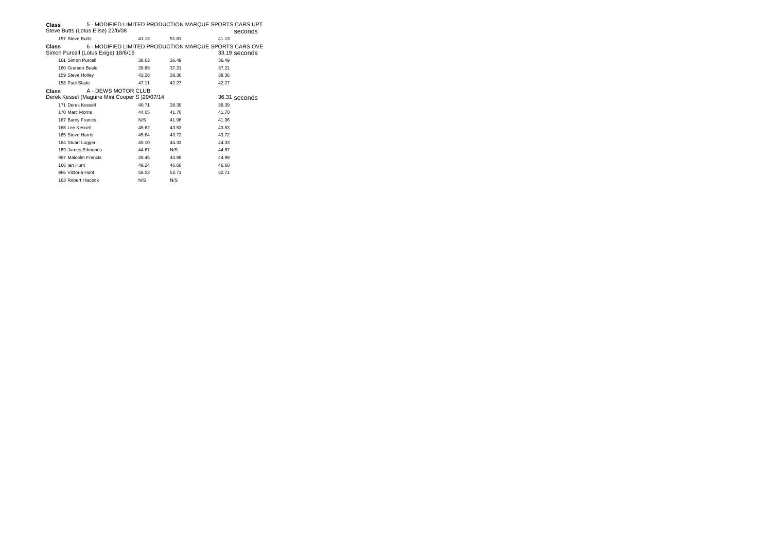**Class** 5 - MODIFIED LIMITED PRODUCTION MARQUE SPORTS CARS UPT

Steve Butts (Lotus Elise) 22/6/08 seconds

| | | | |
|---|---|---|---|
| 157 Steve Butts | 41.13 | 51.81 | 41.13 |

**Class** 6 - MODIFIED LIMITED PRODUCTION MARQUE SPORTS CARS OVE

Simon Purcell (Lotus Exige) 18/6/16 33.19 seconds

| | | | |
|---|---|---|---|
| 161 Simon Purcell | 38.63 | 36.49 | 36.49 |
| 160 Graham Beale | 39.88 | 37.21 | 37.21 |
| 159 Steve Holley | 43.28 | 38.36 | 38.36 |
| 158 Paul Slade | 47.11 | 42.27 | 42.27 |

**Class** A - DEWS MOTOR CLUB

Derek Kessel (Maguire Mini Cooper S )20/07/14 36.31 seconds

| | | | |
|---|---|---|---|
| 171 Derek Kessell | 40.71 | 38.39 | 38.39 |
| 170 Marc Morris | 44.05 | 41.70 | 41.70 |
| 167 Barny Francis | N/S | 41.96 | 41.96 |
| 168 Lee Kessell | 45.62 | 43.53 | 43.53 |
| 165 Steve Harris | 45.64 | 43.72 | 43.72 |
| 164 Stuart Lugger | 45.10 | 44.33 | 44.33 |
| 169 James Edmonds | 44.67 | N/S | 44.67 |
| 967 Malcolm Francis | 49.45 | 44.99 | 44.99 |
| 166 Ian Hunt | 49.24 | 46.60 | 46.60 |
| 966 Victoria Hunt | 58.53 | 52.71 | 52.71 |
| 163 Robert Hiscock | N/S | N/S | |